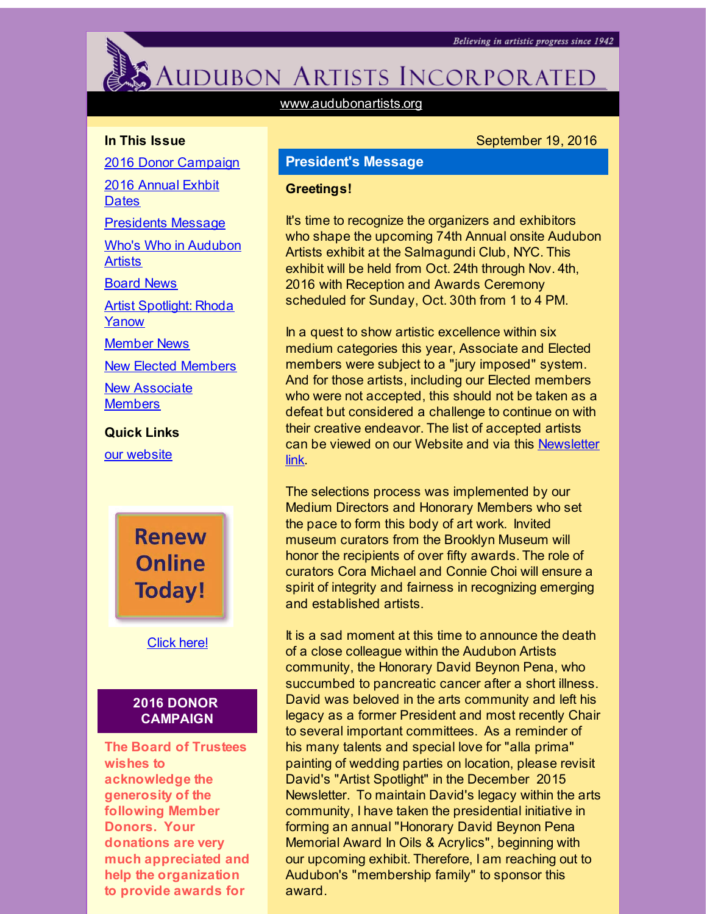Believing in artistic progress since 1942

# Audubon Artists Incorporated

www.audubonartists.org

**In This Issue**

- 2016 Donor Campaign
- 2016 Annual Exhbit Dates
- Presidents Message
- Who's Who in Audubon Artists
- Board News
- Artist Spotlight: Rhoda Yanow
- Member News
- New Elected Members
- New Associate Members

**Quick Links**

- our website

Renew Online Today!

Click here!

### 2016 DONOR CAMPAIGN

**The Board of Trustees wishes to acknowledge the generosity of the following Member Donors. Your donations are very much appreciated and help the organization to provide awards for**

September 19, 2016

## President's Message

**Greetings!**

It's time to recognize the organizers and exhibitors who shape the upcoming 74th Annual onsite Audubon Artists exhibit at the Salmagundi Club, NYC. This exhibit will be held from Oct. 24th through Nov. 4th, 2016 with Reception and Awards Ceremony scheduled for Sunday, Oct. 30th from 1 to 4 PM.

In a quest to show artistic excellence within six medium categories this year, Associate and Elected members were subject to a "jury imposed" system. And for those artists, including our Elected members who were not accepted, this should not be taken as a defeat but considered a challenge to continue on with their creative endeavor. The list of accepted artists can be viewed on our Website and via this Newsletter link.

The selections process was implemented by our Medium Directors and Honorary Members who set the pace to form this body of art work. Invited museum curators from the Brooklyn Museum will honor the recipients of over fifty awards. The role of curators Cora Michael and Connie Choi will ensure a spirit of integrity and fairness in recognizing emerging and established artists.

It is a sad moment at this time to announce the death of a close colleague within the Audubon Artists community, the Honorary David Beynon Pena, who succumbed to pancreatic cancer after a short illness. David was beloved in the arts community and left his legacy as a former President and most recently Chair to several important committees. As a reminder of his many talents and special love for "alla prima" painting of wedding parties on location, please revisit David's "Artist Spotlight" in the December 2015 Newsletter. To maintain David's legacy within the arts community, I have taken the presidential initiative in forming an annual "Honorary David Beynon Pena Memorial Award In Oils & Acrylics", beginning with our upcoming exhibit. Therefore, I am reaching out to Audubon's "membership family" to sponsor this award.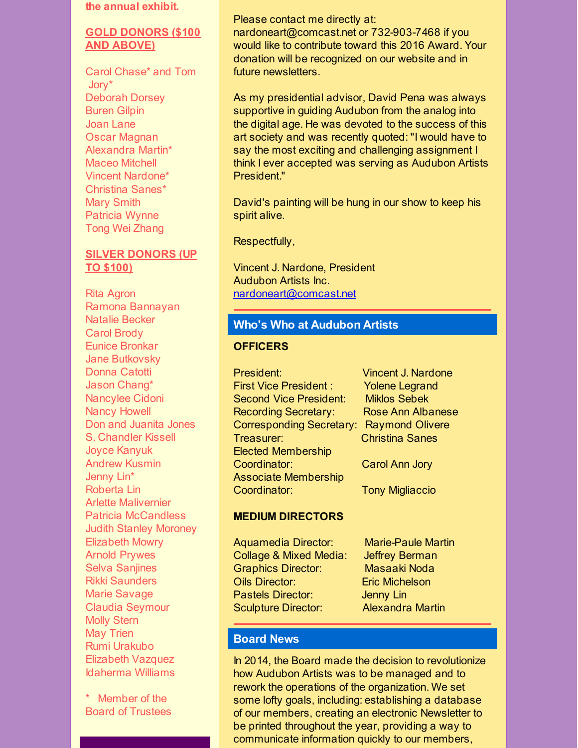the annual exhibit.

**GOLD DONORS ($100 AND ABOVE)**

Carol Chase* and Tom Jory*
Deborah Dorsey
Buren Gilpin
Joan Lane
Oscar Magnan
Alexandra Martin*
Maceo Mitchell
Vincent Nardone*
Christina Sanes*
Mary Smith
Patricia Wynne
Tong Wei Zhang

**SILVER DONORS (UP TO $100)**

Rita Agron
Ramona Bannayan
Natalie Becker
Carol Brody
Eunice Bronkar
Jane Butkovsky
Donna Catotti
Jason Chang*
Nancylee Cidoni
Nancy Howell
Don and Juanita Jones
S. Chandler Kissell
Joyce Kanyuk
Andrew Kusmin
Jenny Lin*
Roberta Lin
Arlette Malivernier
Patricia McCandless
Judith Stanley Moroney
Elizabeth Mowry
Arnold Prywes
Selva Sanjines
Rikki Saunders
Marie Savage
Claudia Seymour
Molly Stern
May Trien
Rumi Urakubo
Elizabeth Vazquez
Idaherma Williams

* Member of the Board of Trustees

Please contact me directly at: nardoneart@comcast.net or 732-903-7468 if you would like to contribute toward this 2016 Award. Your donation will be recognized on our website and in future newsletters.

As my presidential advisor, David Pena was always supportive in guiding Audubon from the analog into the digital age. He was devoted to the success of this art society and was recently quoted: "I would have to say the most exciting and challenging assignment I think I ever accepted was serving as Audubon Artists President."

David's painting will be hung in our show to keep his spirit alive.

Respectfully,

Vincent J. Nardone, President
Audubon Artists Inc.
nardoneart@comcast.net

## Who's Who at Audubon Artists

**OFFICERS**

| | |
|---|---|
| President: | Vincent J. Nardone |
| First Vice President : | Yolene Legrand |
| Second Vice President: | Miklos Sebek |
| Recording Secretary: | Rose Ann Albanese |
| Corresponding Secretary: | Raymond Olivere |
| Treasurer: | Christina Sanes |
| Elected Membership Coordinator: | Carol Ann Jory |
| Associate Membership Coordinator: | Tony Migliaccio |

**MEDIUM DIRECTORS**

| | |
|---|---|
| Aquamedia Director: | Marie-Paule Martin |
| Collage & Mixed Media: | Jeffrey Berman |
| Graphics Director: | Masaaki Noda |
| Oils Director: | Eric Michelson |
| Pastels Director: | Jenny Lin |
| Sculpture Director: | Alexandra Martin |

## Board News

In 2014, the Board made the decision to revolutionize how Audubon Artists was to be managed and to rework the operations of the organization. We set some lofty goals, including: establishing a database of our members, creating an electronic Newsletter to be printed throughout the year, providing a way to communicate information quickly to our members,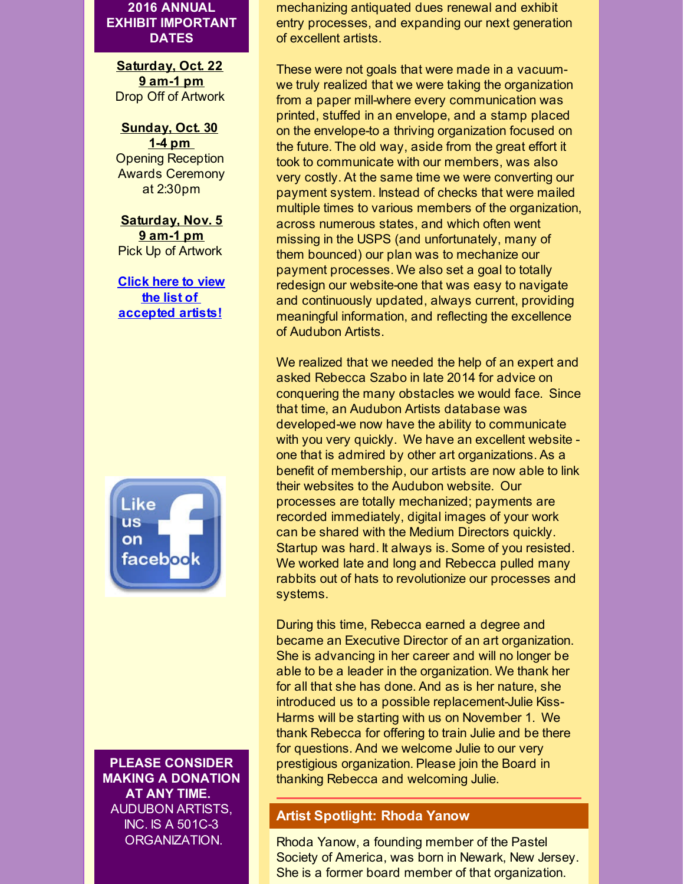## 2016 ANNUAL EXHIBIT IMPORTANT DATES

**Saturday, Oct. 22**
**9 am-1 pm**
Drop Off of Artwork

**Sunday, Oct. 30**
**1-4 pm**
Opening Reception
Awards Ceremony
at 2:30pm

**Saturday, Nov. 5**
**9 am-1 pm**
Pick Up of Artwork

**Click here to view the list of accepted artists!**

Like us on facebook

**PLEASE CONSIDER MAKING A DONATION AT ANY TIME.**
AUDUBON ARTISTS, INC. IS A 501C-3 ORGANIZATION.

mechanizing antiquated dues renewal and exhibit entry processes, and expanding our next generation of excellent artists.

These were not goals that were made in a vacuum-we truly realized that we were taking the organization from a paper mill-where every communication was printed, stuffed in an envelope, and a stamp placed on the envelope-to a thriving organization focused on the future. The old way, aside from the great effort it took to communicate with our members, was also very costly. At the same time we were converting our payment system. Instead of checks that were mailed multiple times to various members of the organization, across numerous states, and which often went missing in the USPS (and unfortunately, many of them bounced) our plan was to mechanize our payment processes. We also set a goal to totally redesign our website-one that was easy to navigate and continuously updated, always current, providing meaningful information, and reflecting the excellence of Audubon Artists.

We realized that we needed the help of an expert and asked Rebecca Szabo in late 2014 for advice on conquering the many obstacles we would face. Since that time, an Audubon Artists database was developed-we now have the ability to communicate with you very quickly. We have an excellent website - one that is admired by other art organizations. As a benefit of membership, our artists are now able to link their websites to the Audubon website. Our processes are totally mechanized; payments are recorded immediately, digital images of your work can be shared with the Medium Directors quickly. Startup was hard. It always is. Some of you resisted. We worked late and long and Rebecca pulled many rabbits out of hats to revolutionize our processes and systems.

During this time, Rebecca earned a degree and became an Executive Director of an art organization. She is advancing in her career and will no longer be able to be a leader in the organization. We thank her for all that she has done. And as is her nature, she introduced us to a possible replacement-Julie Kiss-Harms will be starting with us on November 1. We thank Rebecca for offering to train Julie and be there for questions. And we welcome Julie to our very prestigious organization. Please join the Board in thanking Rebecca and welcoming Julie.

## Artist Spotlight: Rhoda Yanow

Rhoda Yanow, a founding member of the Pastel Society of America, was born in Newark, New Jersey. She is a former board member of that organization.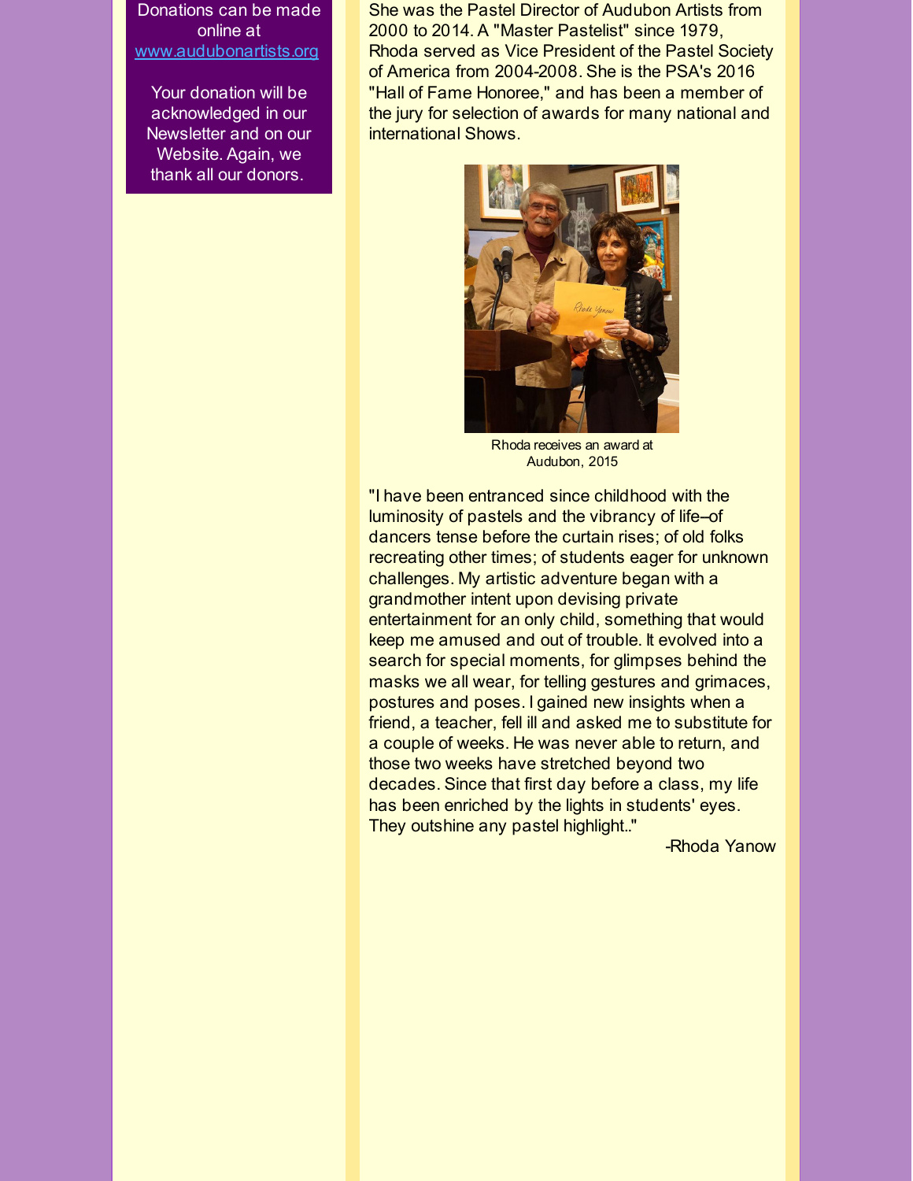Donations can be made online at [www.audubonartists.org](http://www.audubonartists.org)

Your donation will be acknowledged in our Newsletter and on our Website. Again, we thank all our donors.

She was the Pastel Director of Audubon Artists from 2000 to 2014. A "Master Pastelist" since 1979, Rhoda served as Vice President of the Pastel Society of America from 2004-2008. She is the PSA's 2016 "Hall of Fame Honoree," and has been a member of the jury for selection of awards for many national and international Shows.

Rhoda receives an award at Audubon, 2015

"I have been entranced since childhood with the luminosity of pastels and the vibrancy of life–of dancers tense before the curtain rises; of old folks recreating other times; of students eager for unknown challenges. My artistic adventure began with a grandmother intent upon devising private entertainment for an only child, something that would keep me amused and out of trouble. It evolved into a search for special moments, for glimpses behind the masks we all wear, for telling gestures and grimaces, postures and poses. I gained new insights when a friend, a teacher, fell ill and asked me to substitute for a couple of weeks. He was never able to return, and those two weeks have stretched beyond two decades. Since that first day before a class, my life has been enriched by the lights in students' eyes. They outshine any pastel highlight.."

-Rhoda Yanow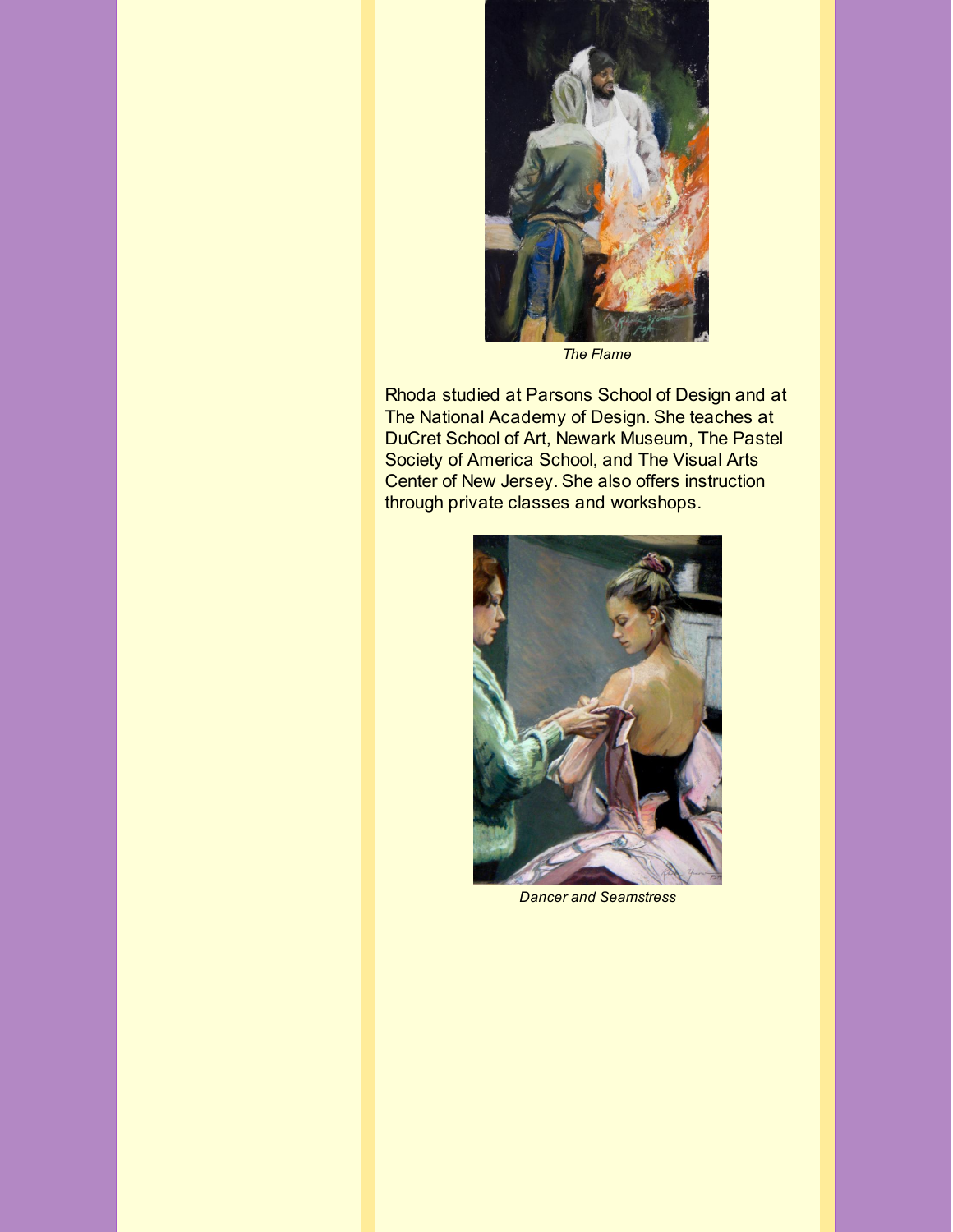*The Flame*

Rhoda studied at Parsons School of Design and at The National Academy of Design. She teaches at DuCret School of Art, Newark Museum, The Pastel Society of America School, and The Visual Arts Center of New Jersey. She also offers instruction through private classes and workshops.

*Dancer and Seamstress*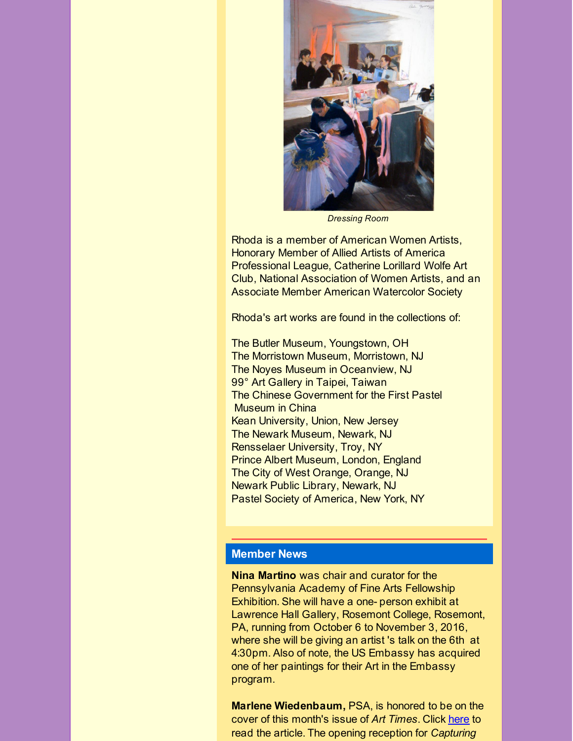*Dressing Room*

Rhoda is a member of American Women Artists, Honorary Member of Allied Artists of America Professional League, Catherine Lorillard Wolfe Art Club, National Association of Women Artists, and an Associate Member American Watercolor Society

Rhoda's art works are found in the collections of:

The Butler Museum, Youngstown, OH
The Morristown Museum, Morristown, NJ
The Noyes Museum in Oceanview, NJ
99° Art Gallery in Taipei, Taiwan
The Chinese Government for the First Pastel Museum in China
Kean University, Union, New Jersey
The Newark Museum, Newark, NJ
Rensselaer University, Troy, NY
Prince Albert Museum, London, England
The City of West Orange, Orange, NJ
Newark Public Library, Newark, NJ
Pastel Society of America, New York, NY

## Member News

**Nina Martino** was chair and curator for the Pennsylvania Academy of Fine Arts Fellowship Exhibition. She will have a one- person exhibit at Lawrence Hall Gallery, Rosemont College, Rosemont, PA, running from October 6 to November 3, 2016, where she will be giving an artist 's talk on the 6th at 4:30pm. Also of note, the US Embassy has acquired one of her paintings for their Art in the Embassy program.

**Marlene Wiedenbaum,** PSA, is honored to be on the cover of this month's issue of *Art Times*. Click here to read the article. The opening reception for *Capturing*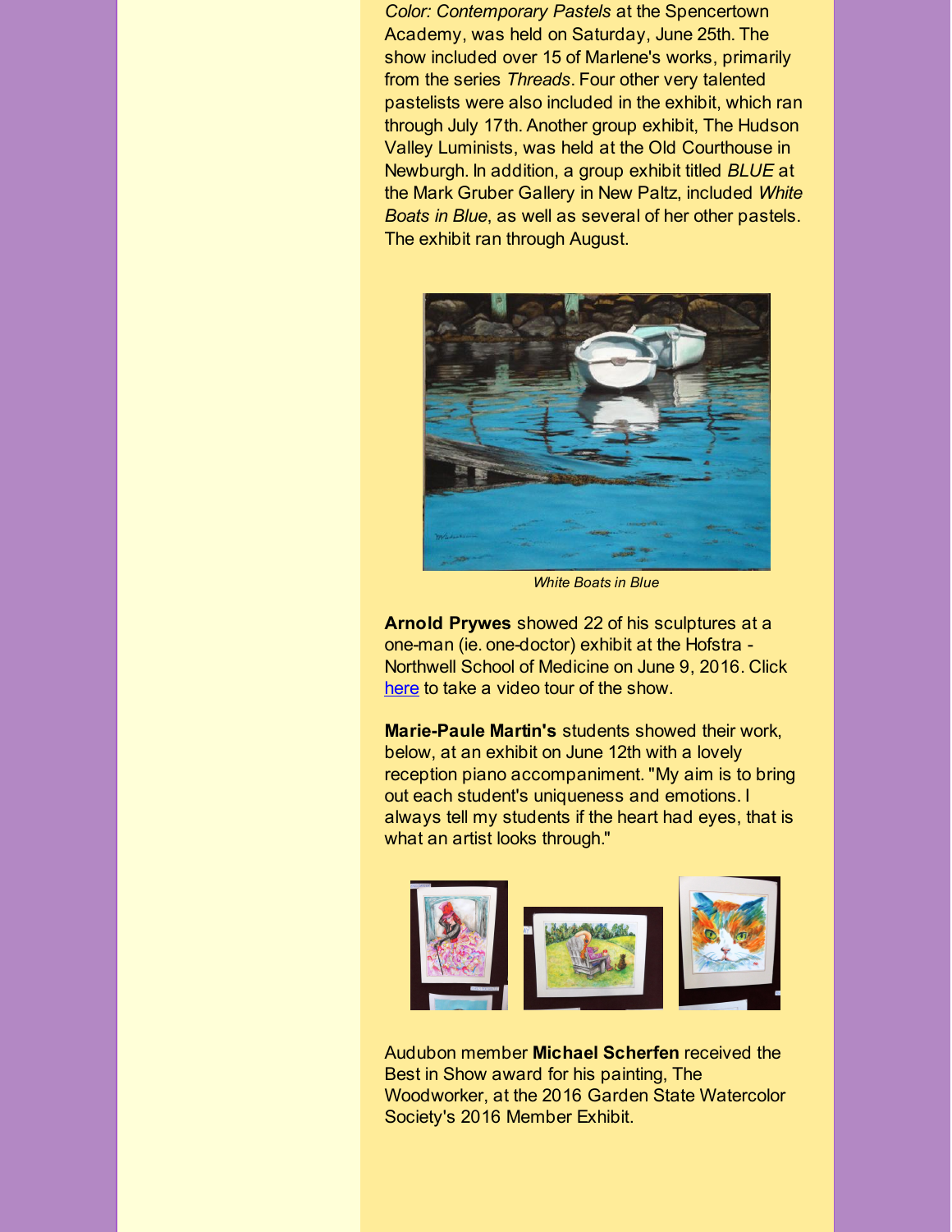*Color: Contemporary Pastels* at the Spencertown Academy, was held on Saturday, June 25th. The show included over 15 of Marlene's works, primarily from the series *Threads*. Four other very talented pastelists were also included in the exhibit, which ran through July 17th. Another group exhibit, The Hudson Valley Luminists, was held at the Old Courthouse in Newburgh. In addition, a group exhibit titled *BLUE* at the Mark Gruber Gallery in New Paltz, included *White Boats in Blue*, as well as several of her other pastels. The exhibit ran through August.

*White Boats in Blue*

**Arnold Prywes** showed 22 of his sculptures at a one-man (ie. one-doctor) exhibit at the Hofstra - Northwell School of Medicine on June 9, 2016. Click here to take a video tour of the show.

**Marie-Paule Martin's** students showed their work, below, at an exhibit on June 12th with a lovely reception piano accompaniment. "My aim is to bring out each student's uniqueness and emotions. I always tell my students if the heart had eyes, that is what an artist looks through."

Audubon member **Michael Scherfen** received the Best in Show award for his painting, The Woodworker, at the 2016 Garden State Watercolor Society's 2016 Member Exhibit.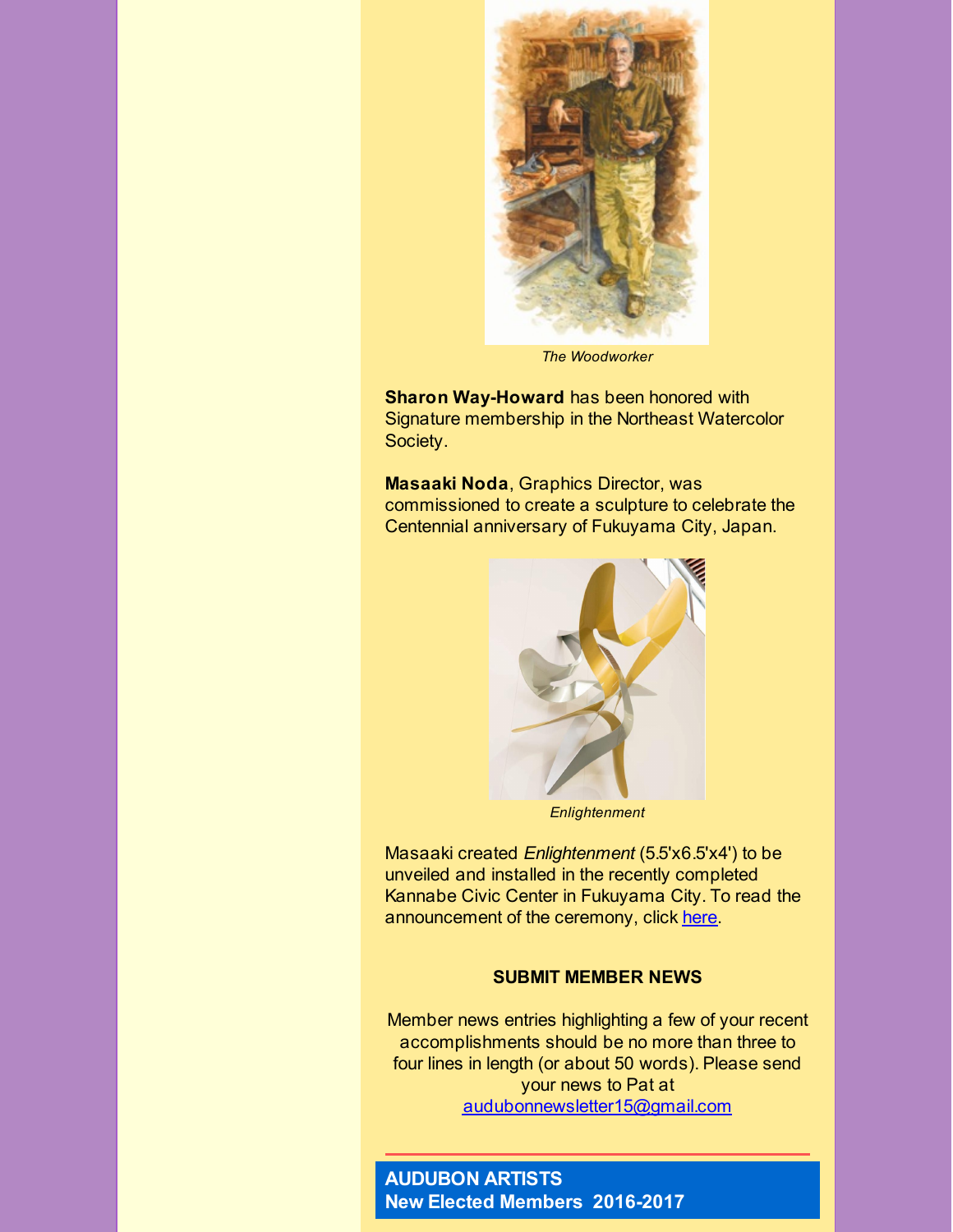*The Woodworker*

**Sharon Way-Howard** has been honored with Signature membership in the Northeast Watercolor Society.

**Masaaki Noda**, Graphics Director, was commissioned to create a sculpture to celebrate the Centennial anniversary of Fukuyama City, Japan.

*Enlightenment*

Masaaki created *Enlightenment* (5.5'x6.5'x4') to be unveiled and installed in the recently completed Kannabe Civic Center in Fukuyama City. To read the announcement of the ceremony, click here.

**SUBMIT MEMBER NEWS**

Member news entries highlighting a few of your recent accomplishments should be no more than three to four lines in length (or about 50 words). Please send your news to Pat at audubonnewsletter15@gmail.com

## AUDUBON ARTISTS
## New Elected Members 2016-2017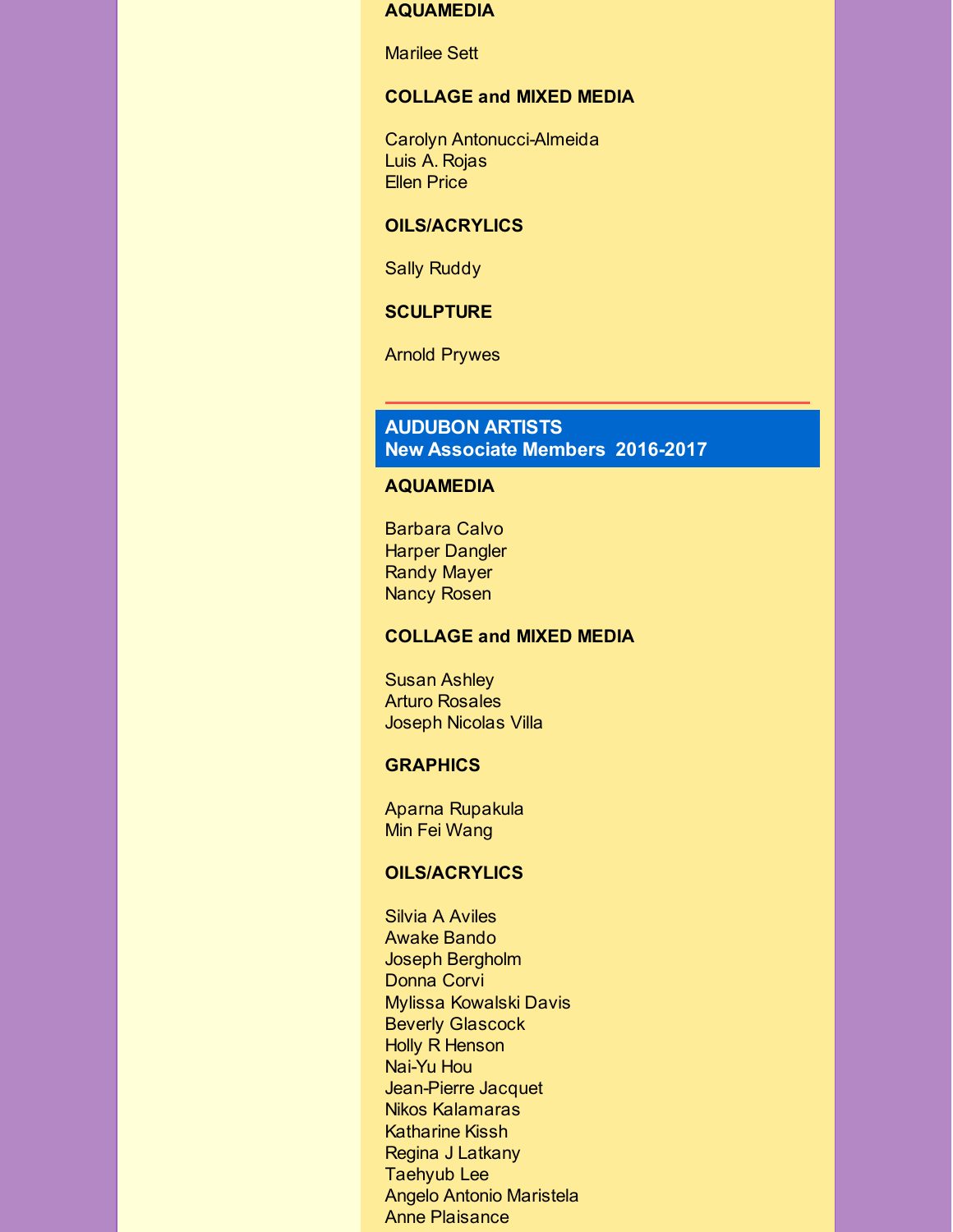**AQUAMEDIA**

Marilee Sett

**COLLAGE and MIXED MEDIA**

Carolyn Antonucci-Almeida
Luis A. Rojas
Ellen Price

**OILS/ACRYLICS**

Sally Ruddy

**SCULPTURE**

Arnold Prywes

---

## AUDUBON ARTISTS
## New Associate Members 2016-2017

**AQUAMEDIA**

Barbara Calvo
Harper Dangler
Randy Mayer
Nancy Rosen

**COLLAGE and MIXED MEDIA**

Susan Ashley
Arturo Rosales
Joseph Nicolas Villa

**GRAPHICS**

Aparna Rupakula
Min Fei Wang

**OILS/ACRYLICS**

Silvia A Aviles
Awake Bando
Joseph Bergholm
Donna Corvi
Mylissa Kowalski Davis
Beverly Glascock
Holly R Henson
Nai-Yu Hou
Jean-Pierre Jacquet
Nikos Kalamaras
Katharine Kissh
Regina J Latkany
Taehyub Lee
Angelo Antonio Maristela
Anne Plaisance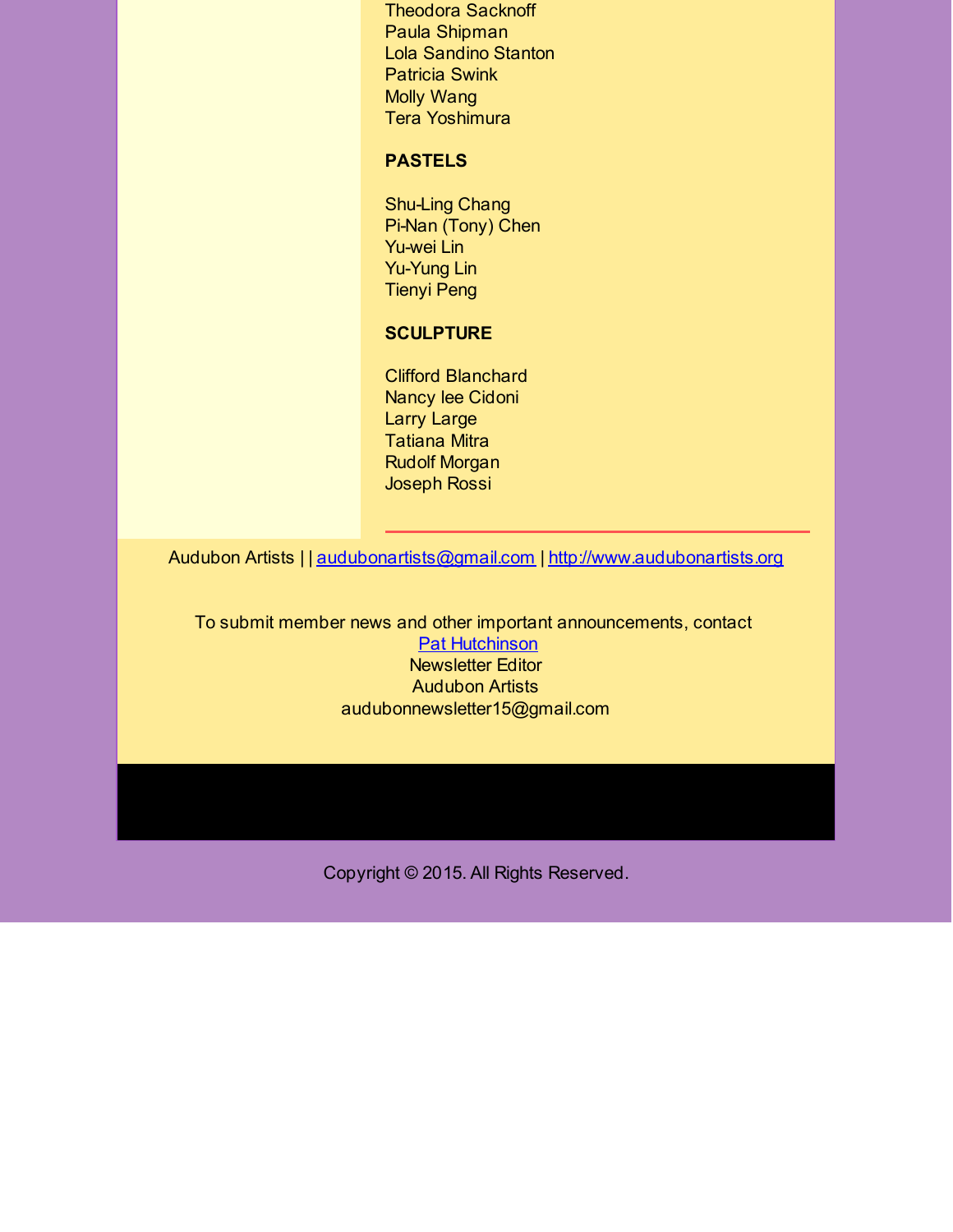Theodora Sacknoff
Paula Shipman
Lola Sandino Stanton
Patricia Swink
Molly Wang
Tera Yoshimura

**PASTELS**

Shu-Ling Chang
Pi-Nan (Tony) Chen
Yu-wei Lin
Yu-Yung Lin
Tienyi Peng

**SCULPTURE**

Clifford Blanchard
Nancy lee Cidoni
Larry Large
Tatiana Mitra
Rudolf Morgan
Joseph Rossi

---

Audubon Artists | | audubonartists@gmail.com | http://www.audubonartists.org

To submit member news and other important announcements, contact
Pat Hutchinson
Newsletter Editor
Audubon Artists
audubonnewsletter15@gmail.com

Copyright © 2015. All Rights Reserved.